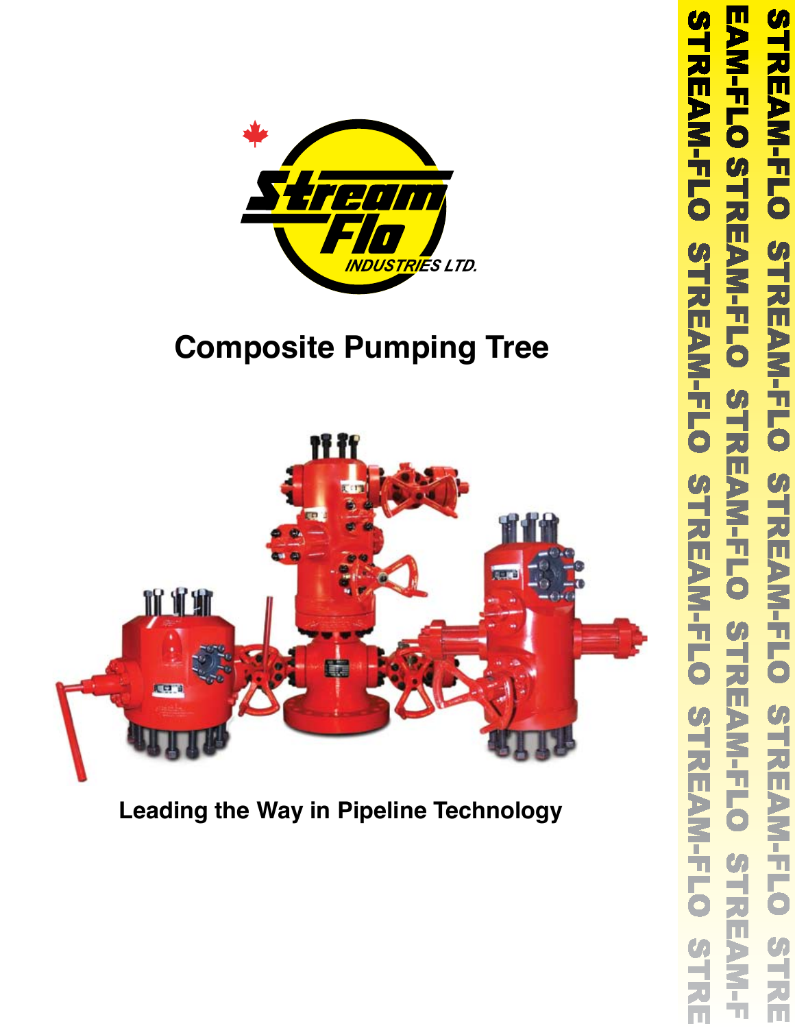Stream Flo INDUSTRIES LTD.

# Composite Pumping Tree

**Leading the Way in Pipeline Technology**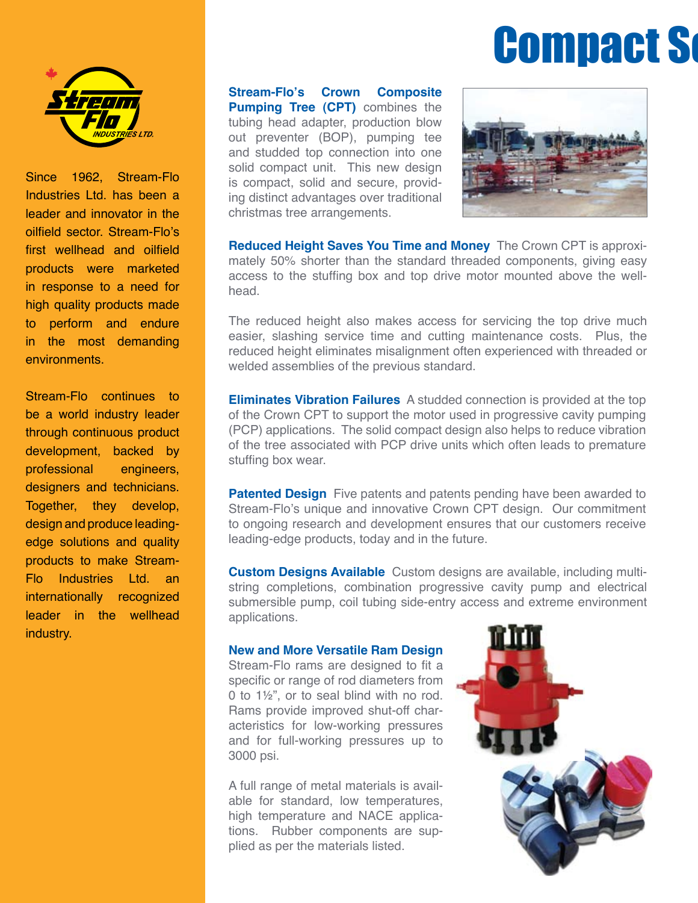# Compact Se

Since 1962, Stream-Flo Industries Ltd. has been a leader and innovator in the oilfield sector. Stream-Flo's first wellhead and oilfield products were marketed in response to a need for high quality products made to perform and endure in the most demanding environments.

Stream-Flo continues to be a world industry leader through continuous product development, backed by professional engineers, designers and technicians. Together, they develop, design and produce leading-edge solutions and quality products to make Stream-Flo Industries Ltd. an internationally recognized leader in the wellhead industry.

**Stream-Flo's Crown Composite Pumping Tree (CPT)** combines the tubing head adapter, production blow out preventer (BOP), pumping tee and studded top connection into one solid compact unit. This new design is compact, solid and secure, providing distinct advantages over traditional christmas tree arrangements.

**Reduced Height Saves You Time and Money** The Crown CPT is approximately 50% shorter than the standard threaded components, giving easy access to the stuffing box and top drive motor mounted above the wellhead.

The reduced height also makes access for servicing the top drive much easier, slashing service time and cutting maintenance costs. Plus, the reduced height eliminates misalignment often experienced with threaded or welded assemblies of the previous standard.

**Eliminates Vibration Failures** A studded connection is provided at the top of the Crown CPT to support the motor used in progressive cavity pumping (PCP) applications. The solid compact design also helps to reduce vibration of the tree associated with PCP drive units which often leads to premature stuffing box wear.

**Patented Design** Five patents and patents pending have been awarded to Stream-Flo's unique and innovative Crown CPT design. Our commitment to ongoing research and development ensures that our customers receive leading-edge products, today and in the future.

**Custom Designs Available** Custom designs are available, including multi-string completions, combination progressive cavity pump and electrical submersible pump, coil tubing side-entry access and extreme environment applications.

**New and More Versatile Ram Design**
Stream-Flo rams are designed to fit a specific or range of rod diameters from 0 to 1½", or to seal blind with no rod. Rams provide improved shut-off characteristics for low-working pressures and for full-working pressures up to 3000 psi.

A full range of metal materials is available for standard, low temperatures, high temperature and NACE applications. Rubber components are supplied as per the materials listed.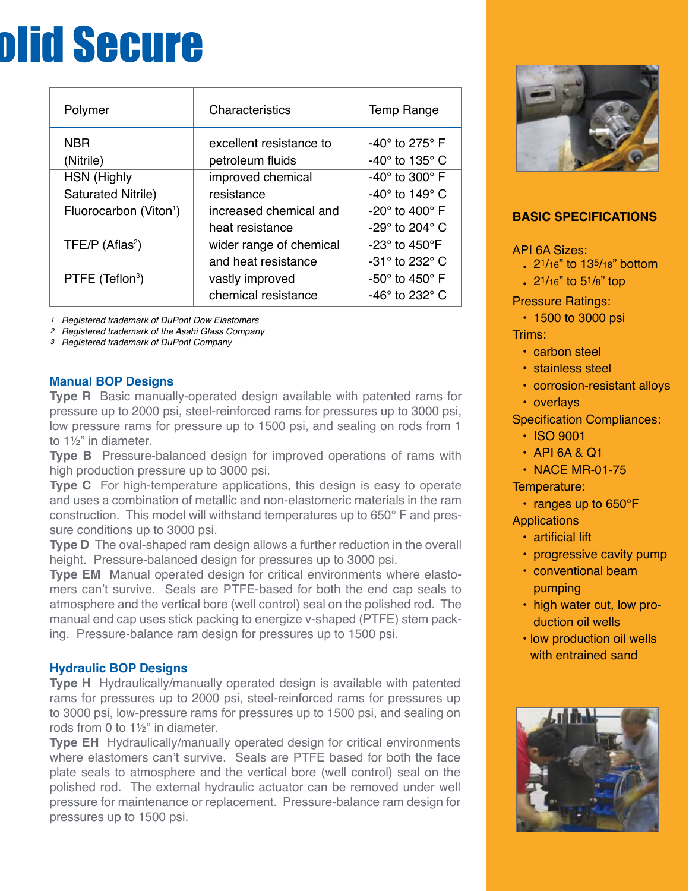# olid Secure

| Polymer | Characteristics | Temp Range |
|---|---|---|
| NBR (Nitrile) | excellent resistance to petroleum fluids | -40° to 275° F<br>-40° to 135° C |
| HSN (Highly Saturated Nitrile) | improved chemical resistance | -40° to 300° F<br>-40° to 149° C |
| Fluorocarbon (Viton[1]) | increased chemical and heat resistance | -20° to 400° F<br>-29° to 204° C |
| TFE/P (Aflas[2]) | wider range of chemical and heat resistance | -23° to 450°F<br>-31° to 232° C |
| PTFE (Teflon[3]) | vastly improved chemical resistance | -50° to 450° F<br>-46° to 232° C |

*[1] Registered trademark of DuPont Dow Elastomers*
*[2] Registered trademark of the Asahi Glass Company*
*[3] Registered trademark of DuPont Company*

### Manual BOP Designs

**Type R** Basic manually-operated design available with patented rams for pressure up to 2000 psi, steel-reinforced rams for pressures up to 3000 psi, low pressure rams for pressure up to 1500 psi, and sealing on rods from 1 to 1½" in diameter.

**Type B** Pressure-balanced design for improved operations of rams with high production pressure up to 3000 psi.

**Type C** For high-temperature applications, this design is easy to operate and uses a combination of metallic and non-elastomeric materials in the ram construction. This model will withstand temperatures up to 650° F and pressure conditions up to 3000 psi.

**Type D** The oval-shaped ram design allows a further reduction in the overall height. Pressure-balanced design for pressures up to 3000 psi.

**Type EM** Manual operated design for critical environments where elastomers can't survive. Seals are PTFE-based for both the end cap seals to atmosphere and the vertical bore (well control) seal on the polished rod. The manual end cap uses stick packing to energize v-shaped (PTFE) stem packing. Pressure-balance ram design for pressures up to 1500 psi.

### Hydraulic BOP Designs

**Type H** Hydraulically/manually operated design is available with patented rams for pressures up to 2000 psi, steel-reinforced rams for pressures up to 3000 psi, low-pressure rams for pressures up to 1500 psi, and sealing on rods from 0 to 1½" in diameter.

**Type EH** Hydraulically/manually operated design for critical environments where elastomers can't survive. Seals are PTFE based for both the face plate seals to atmosphere and the vertical bore (well control) seal on the polished rod. The external hydraulic actuator can be removed under well pressure for maintenance or replacement. Pressure-balance ram design for pressures up to 1500 psi.

### BASIC SPECIFICATIONS

API 6A Sizes:
- 2 1/16" to 13 5/18" bottom
- 2 1/16" to 5 1/8" top

Pressure Ratings:
- 1500 to 3000 psi

Trims:
- carbon steel
- stainless steel
- corrosion-resistant alloys
- overlays

Specification Compliances:
- ISO 9001
- API 6A & Q1
- NACE MR-01-75

Temperature:
- ranges up to 650°F

Applications
- artificial lift
- progressive cavity pump
- conventional beam pumping
- high water cut, low production oil wells
- low production oil wells with entrained sand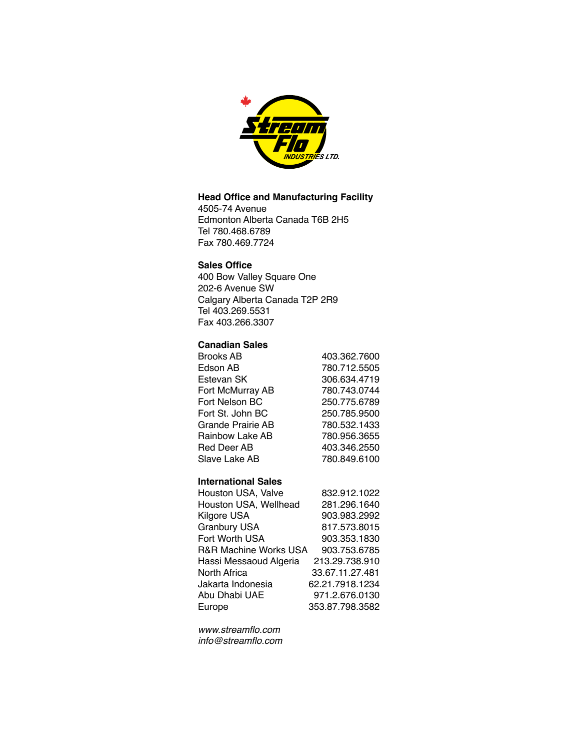Stream Flo INDUSTRIES LTD.

**Head Office and Manufacturing Facility**
4505-74 Avenue
Edmonton Alberta Canada T6B 2H5
Tel 780.468.6789
Fax 780.469.7724

**Sales Office**
400 Bow Valley Square One
202-6 Avenue SW
Calgary Alberta Canada T2P 2R9
Tel 403.269.5531
Fax 403.266.3307

**Canadian Sales**

| | |
|---|---|
| Brooks AB | 403.362.7600 |
| Edson AB | 780.712.5505 |
| Estevan SK | 306.634.4719 |
| Fort McMurray AB | 780.743.0744 |
| Fort Nelson BC | 250.775.6789 |
| Fort St. John BC | 250.785.9500 |
| Grande Prairie AB | 780.532.1433 |
| Rainbow Lake AB | 780.956.3655 |
| Red Deer AB | 403.346.2550 |
| Slave Lake AB | 780.849.6100 |

**International Sales**

| | |
|---|---|
| Houston USA, Valve | 832.912.1022 |
| Houston USA, Wellhead | 281.296.1640 |
| Kilgore USA | 903.983.2992 |
| Granbury USA | 817.573.8015 |
| Fort Worth USA | 903.353.1830 |
| R&R Machine Works USA | 903.753.6785 |
| Hassi Messaoud Algeria | 213.29.738.910 |
| North Africa | 33.67.11.27.481 |
| Jakarta Indonesia | 62.21.7918.1234 |
| Abu Dhabi UAE | 971.2.676.0130 |
| Europe | 353.87.798.3582 |

*www.streamflo.com*
*info@streamflo.com*